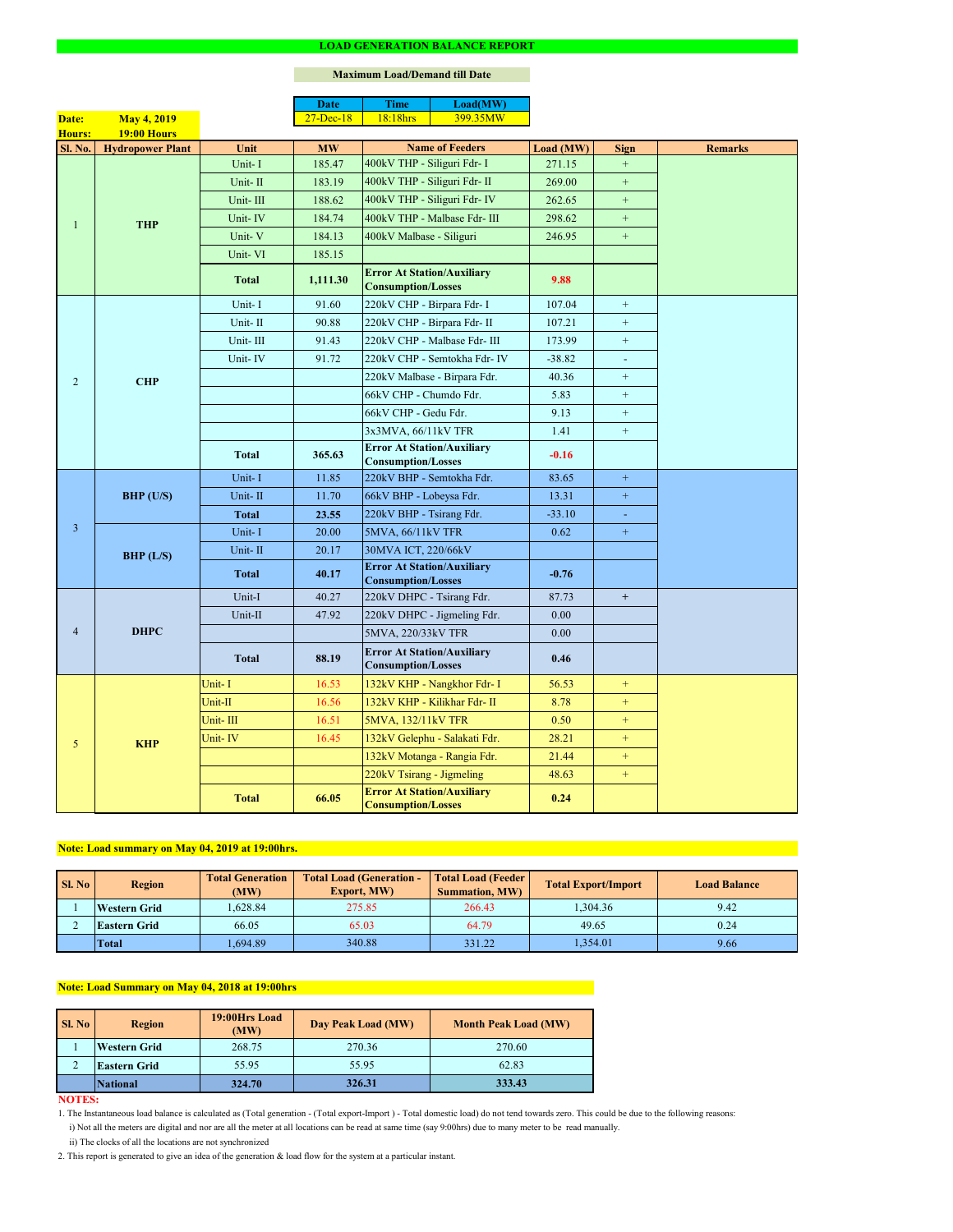# LOAD GENERATION BALANCE REPORT

**Maximum Load/Demand till Date**

| Date | Time | Load(MW) |
|---|---|---|
| 27-Dec-18 | 18:18hrs | 399.35MW |

**Date:** May 4, 2019
**Hours:** 19:00 Hours

| Sl. No. | Hydropower Plant | Unit | MW | Name of Feeders | Load (MW) | Sign | Remarks |
|---|---|---|---|---|---|---|---|
| 1 | THP | Unit- I | 185.47 | 400kV THP - Siliguri Fdr- I | 271.15 | + | |
| | | Unit- II | 183.19 | 400kV THP - Siliguri Fdr- II | 269.00 | + | |
| | | Unit- III | 188.62 | 400kV THP - Siliguri Fdr- IV | 262.65 | + | |
| | | Unit- IV | 184.74 | 400kV THP - Malbase Fdr- III | 298.62 | + | |
| | | Unit- V | 184.13 | 400kV Malbase - Siliguri | 246.95 | + | |
| | | Unit- VI | 185.15 | | | | |
| | | **Total** | **1,111.30** | **Error At Station/Auxiliary Consumption/Losses** | **9.88** | | |
| 2 | CHP | Unit- I | 91.60 | 220kV CHP - Birpara Fdr- I | 107.04 | + | |
| | | Unit- II | 90.88 | 220kV CHP - Birpara Fdr- II | 107.21 | + | |
| | | Unit- III | 91.43 | 220kV CHP - Malbase Fdr- III | 173.99 | + | |
| | | Unit- IV | 91.72 | 220kV CHP - Semtokha Fdr- IV | -38.82 | - | |
| | | | | 220kV Malbase - Birpara Fdr. | 40.36 | + | |
| | | | | 66kV CHP - Chumdo Fdr. | 5.83 | + | |
| | | | | 66kV CHP - Gedu Fdr. | 9.13 | + | |
| | | | | 3x3MVA, 66/11kV TFR | 1.41 | + | |
| | | **Total** | **365.63** | **Error At Station/Auxiliary Consumption/Losses** | **-0.16** | | |
| 3 | BHP (U/S) | Unit- I | 11.85 | 220kV BHP - Semtokha Fdr. | 83.65 | + | |
| | | Unit- II | 11.70 | 66kV BHP - Lobeysa Fdr. | 13.31 | + | |
| | | **Total** | **23.55** | 220kV BHP - Tsirang Fdr. | -33.10 | - | |
| | BHP (L/S) | Unit- I | 20.00 | 5MVA, 66/11kV TFR | 0.62 | + | |
| | | Unit- II | 20.17 | 30MVA ICT, 220/66kV | | | |
| | | **Total** | **40.17** | **Error At Station/Auxiliary Consumption/Losses** | **-0.76** | | |
| 4 | DHPC | Unit-I | 40.27 | 220kV DHPC - Tsirang Fdr. | 87.73 | + | |
| | | Unit-II | 47.92 | 220kV DHPC - Jigmeling Fdr. | 0.00 | | |
| | | | | 5MVA, 220/33kV TFR | 0.00 | | |
| | | **Total** | **88.19** | **Error At Station/Auxiliary Consumption/Losses** | **0.46** | | |
| 5 | KHP | Unit- I | 16.53 | 132kV KHP - Nangkhor Fdr- I | 56.53 | + | |
| | | Unit-II | 16.56 | 132kV KHP - Kilikhar Fdr- II | 8.78 | + | |
| | | Unit- III | 16.51 | 5MVA, 132/11kV TFR | 0.50 | + | |
| | | Unit- IV | 16.45 | 132kV Gelephu - Salakati Fdr. | 28.21 | + | |
| | | | | 132kV Motanga - Rangia Fdr. | 21.44 | + | |
| | | | | 220kV Tsirang - Jigmeling | 48.63 | + | |
| | | **Total** | **66.05** | **Error At Station/Auxiliary Consumption/Losses** | **0.24** | | |

**Note: Load summary on May 04, 2019 at 19:00hrs.**

| Sl. No | Region | Total Generation (MW) | Total Load (Generation - Export, MW) | Total Load (Feeder Summation, MW) | Total Export/Import | Load Balance |
|---|---|---|---|---|---|---|
| 1 | Western Grid | 1,628.84 | 275.85 | 266.43 | 1,304.36 | 9.42 |
| 2 | Eastern Grid | 66.05 | 65.03 | 64.79 | 49.65 | 0.24 |
| | **Total** | 1,694.89 | 340.88 | 331.22 | 1,354.01 | 9.66 |

**Note: Load Summary on May 04, 2018 at 19:00hrs**

| Sl. No | Region | 19:00Hrs Load (MW) | Day Peak Load (MW) | Month Peak Load (MW) |
|---|---|---|---|---|
| 1 | Western Grid | 268.75 | 270.36 | 270.60 |
| 2 | Eastern Grid | 55.95 | 55.95 | 62.83 |
| | **National** | **324.70** | **326.31** | **333.43** |

**NOTES:**

1. The Instantaneous load balance is calculated as (Total generation - (Total export-Import ) - Total domestic load) do not tend towards zero. This could be due to the following reasons:
   i) Not all the meters are digital and nor are all the meter at all locations can be read at same time (say 9:00hrs) due to many meter to be read manually.
   ii) The clocks of all the locations are not synchronized
2. This report is generated to give an idea of the generation & load flow for the system at a particular instant.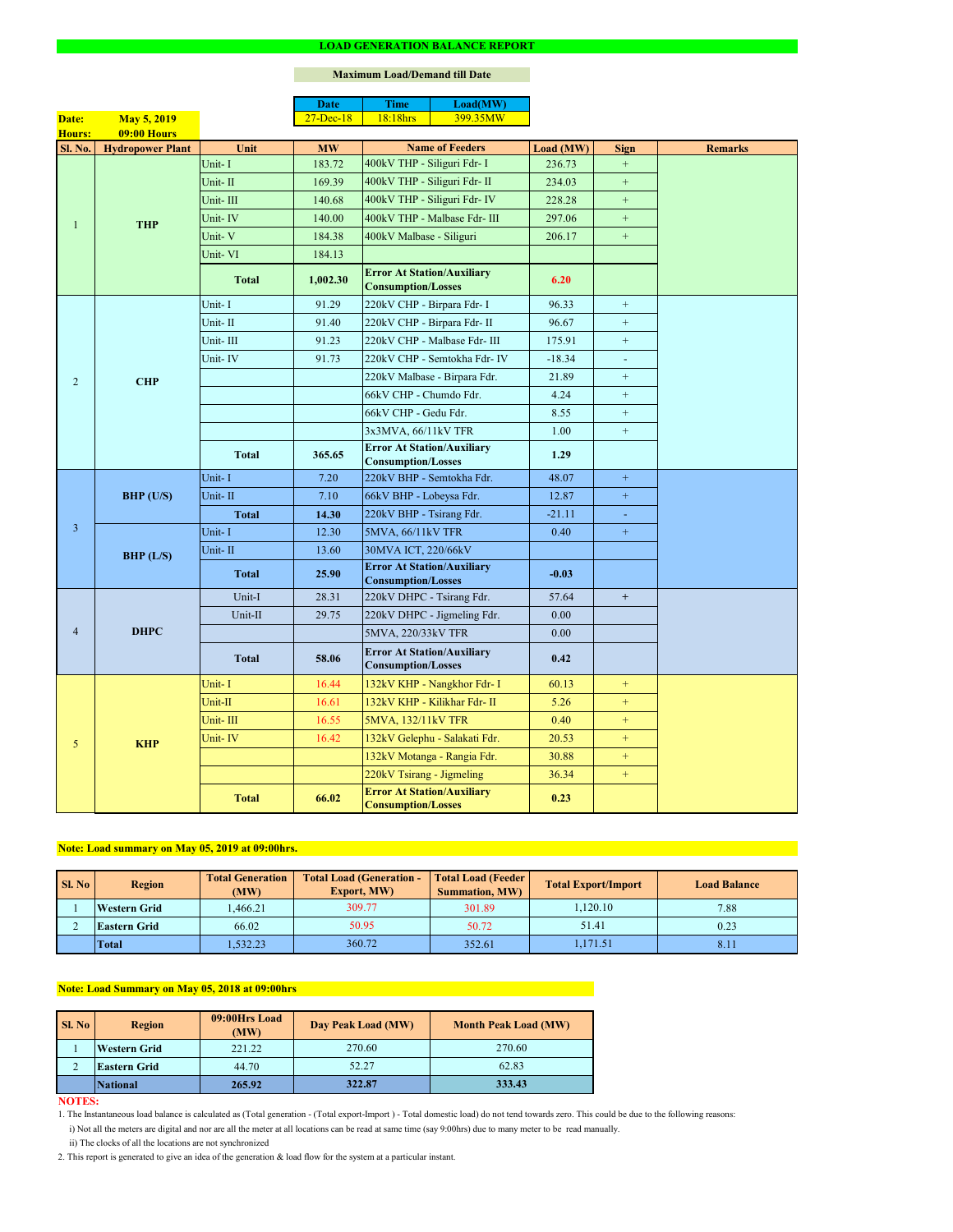# LOAD GENERATION BALANCE REPORT

**Maximum Load/Demand till Date**

| Date | Time | Load(MW) |
|---|---|---|
| 27-Dec-18 | 18:18hrs | 399.35MW |

**Date:** May 5, 2019
**Hours:** 09:00 Hours

| Sl. No. | Hydropower Plant | Unit | MW | Name of Feeders | Load (MW) | Sign | Remarks |
|---|---|---|---|---|---|---|---|
| 1 | THP | Unit- I | 183.72 | 400kV THP - Siliguri Fdr- I | 236.73 | + | |
| | | Unit- II | 169.39 | 400kV THP - Siliguri Fdr- II | 234.03 | + | |
| | | Unit- III | 140.68 | 400kV THP - Siliguri Fdr- IV | 228.28 | + | |
| | | Unit- IV | 140.00 | 400kV THP - Malbase Fdr- III | 297.06 | + | |
| | | Unit- V | 184.38 | 400kV Malbase - Siliguri | 206.17 | + | |
| | | Unit- VI | 184.13 | | | | |
| | | **Total** | **1,002.30** | **Error At Station/Auxiliary Consumption/Losses** | **6.20** | | |
| 2 | CHP | Unit- I | 91.29 | 220kV CHP - Birpara Fdr- I | 96.33 | + | |
| | | Unit- II | 91.40 | 220kV CHP - Birpara Fdr- II | 96.67 | + | |
| | | Unit- III | 91.23 | 220kV CHP - Malbase Fdr- III | 175.91 | + | |
| | | Unit- IV | 91.73 | 220kV CHP - Semtokha Fdr- IV | -18.34 | - | |
| | | | | 220kV Malbase - Birpara Fdr. | 21.89 | + | |
| | | | | 66kV CHP - Chumdo Fdr. | 4.24 | + | |
| | | | | 66kV CHP - Gedu Fdr. | 8.55 | + | |
| | | | | 3x3MVA, 66/11kV TFR | 1.00 | + | |
| | | **Total** | **365.65** | **Error At Station/Auxiliary Consumption/Losses** | **1.29** | | |
| 3 | BHP (U/S) | Unit- I | 7.20 | 220kV BHP - Semtokha Fdr. | 48.07 | + | |
| | | Unit- II | 7.10 | 66kV BHP - Lobeysa Fdr. | 12.87 | + | |
| | | **Total** | **14.30** | 220kV BHP - Tsirang Fdr. | -21.11 | - | |
| | BHP (L/S) | Unit- I | 12.30 | 5MVA, 66/11kV TFR | 0.40 | + | |
| | | Unit- II | 13.60 | 30MVA ICT, 220/66kV | | | |
| | | **Total** | **25.90** | **Error At Station/Auxiliary Consumption/Losses** | **-0.03** | | |
| 4 | DHPC | Unit-I | 28.31 | 220kV DHPC - Tsirang Fdr. | 57.64 | + | |
| | | Unit-II | 29.75 | 220kV DHPC - Jigmeling Fdr. | 0.00 | | |
| | | | | 5MVA, 220/33kV TFR | 0.00 | | |
| | | **Total** | **58.06** | **Error At Station/Auxiliary Consumption/Losses** | **0.42** | | |
| 5 | KHP | Unit- I | 16.44 | 132kV KHP - Nangkhor Fdr- I | 60.13 | + | |
| | | Unit-II | 16.61 | 132kV KHP - Kilikhar Fdr- II | 5.26 | + | |
| | | Unit- III | 16.55 | 5MVA, 132/11kV TFR | 0.40 | + | |
| | | Unit- IV | 16.42 | 132kV Gelephu - Salakati Fdr. | 20.53 | + | |
| | | | | 132kV Motanga - Rangia Fdr. | 30.88 | + | |
| | | | | 220kV Tsirang - Jigmeling | 36.34 | + | |
| | | **Total** | **66.02** | **Error At Station/Auxiliary Consumption/Losses** | **0.23** | | |

**Note: Load summary on May 05, 2019 at 09:00hrs.**

| Sl. No | Region | Total Generation (MW) | Total Load (Generation - Export, MW) | Total Load (Feeder Summation, MW) | Total Export/Import | Load Balance |
|---|---|---|---|---|---|---|
| 1 | Western Grid | 1,466.21 | 309.77 | 301.89 | 1,120.10 | 7.88 |
| 2 | Eastern Grid | 66.02 | 50.95 | 50.72 | 51.41 | 0.23 |
| | Total | 1,532.23 | 360.72 | 352.61 | 1,171.51 | 8.11 |

**Note: Load Summary on May 05, 2018 at 09:00hrs**

| Sl. No | Region | 09:00Hrs Load (MW) | Day Peak Load (MW) | Month Peak Load (MW) |
|---|---|---|---|---|
| 1 | Western Grid | 221.22 | 270.60 | 270.60 |
| 2 | Eastern Grid | 44.70 | 52.27 | 62.83 |
| | **National** | **265.92** | **322.87** | **333.43** |

**NOTES:**

1. The Instantaneous load balance is calculated as (Total generation - (Total export-Import ) - Total domestic load) do not tend towards zero. This could be due to the following reasons:
   i) Not all the meters are digital and nor are all the meter at all locations can be read at same time (say 9:00hrs) due to many meter to be read manually.
   ii) The clocks of all the locations are not synchronized
2. This report is generated to give an idea of the generation & load flow for the system at a particular instant.